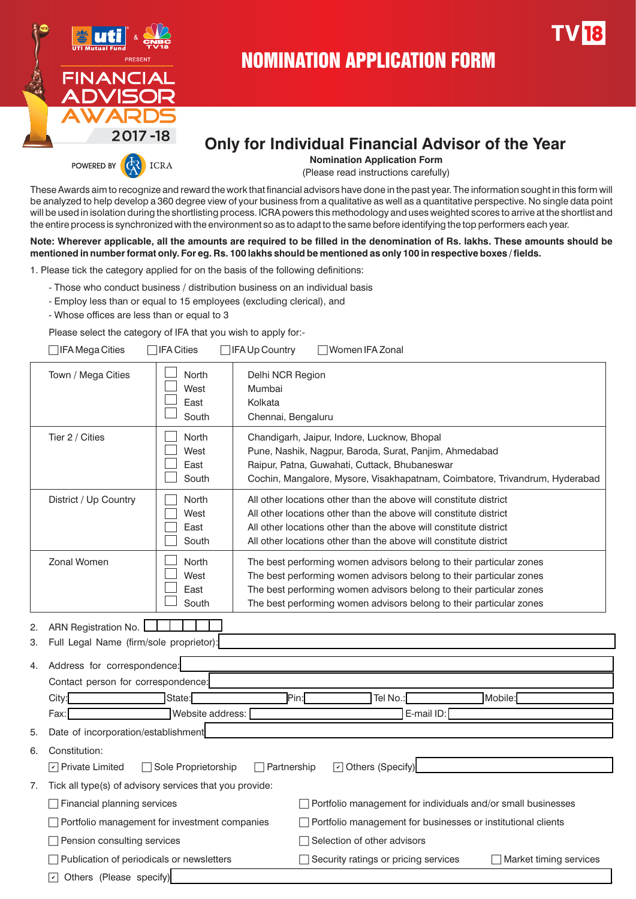UTI Mutual Fund & CNBC TV18 PRESENT

# FINANCIAL ADVISOR AWARDS 2017-18

POWERED BY ICRA

# NOMINATION APPLICATION FORM

TV18

## Only for Individual Financial Advisor of the Year

**Nomination Application Form**

(Please read instructions carefully)

These Awards aim to recognize and reward the work that financial advisors have done in the past year. The information sought in this form will be analyzed to help develop a 360 degree view of your business from a qualitative as well as a quantitative perspective. No single data point will be used in isolation during the shortlisting process. ICRA powers this methodology and uses weighted scores to arrive at the shortlist and the entire process is synchronized with the environment so as to adapt to the same before identifying the top performers each year.

**Note: Wherever applicable, all the amounts are required to be filled in the denomination of Rs. lakhs. These amounts should be mentioned in number format only. For eg. Rs. 100 lakhs should be mentioned as only 100 in respective boxes / fields.**

1. Please tick the category applied for on the basis of the following definitions:

   - Those who conduct business / distribution business on an individual basis
   - Employ less than or equal to 15 employees (excluding clerical), and
   - Whose offices are less than or equal to 3

   Please select the category of IFA that you wish to apply for:-

   ☐ IFA Mega Cities ☐ IFA Cities ☐ IFA Up Country ☐ Women IFA Zonal

| Category | Zone | Locations |
|---|---|---|
| Town / Mega Cities | ☐ North<br>☐ West<br>☐ East<br>☐ South | Delhi NCR Region<br>Mumbai<br>Kolkata<br>Chennai, Bengaluru |
| Tier 2 / Cities | ☐ North<br>☐ West<br>☐ East<br>☐ South | Chandigarh, Jaipur, Indore, Lucknow, Bhopal<br>Pune, Nashik, Nagpur, Baroda, Surat, Panjim, Ahmedabad<br>Raipur, Patna, Guwahati, Cuttack, Bhubaneswar<br>Cochin, Mangalore, Mysore, Visakhapatnam, Coimbatore, Trivandrum, Hyderabad |
| District / Up Country | ☐ North<br>☐ West<br>☐ East<br>☐ South | All other locations other than the above will constitute district<br>All other locations other than the above will constitute district<br>All other locations other than the above will constitute district<br>All other locations other than the above will constitute district |
| Zonal Women | ☐ North<br>☐ West<br>☐ East<br>☐ South | The best performing women advisors belong to their particular zones<br>The best performing women advisors belong to their particular zones<br>The best performing women advisors belong to their particular zones<br>The best performing women advisors belong to their particular zones |

2. ARN Registration No. ______

3. Full Legal Name (firm/sole proprietor): ______

4. Address for correspondence: ______

   Contact person for correspondence: ______

   City: ______ State: ______ Pin: ______ Tel No.: ______ Mobile: ______

   Fax: ______ Website address: ______ E-mail ID: ______

5. Date of incorporation/establishment ______

6. Constitution:

   ☑ Private Limited ☐ Sole Proprietorship ☐ Partnership ☑ Others (Specify) ______

7. Tick all type(s) of advisory services that you provide:

   ☐ Financial planning services ☐ Portfolio management for individuals and/or small businesses

   ☐ Portfolio management for investment companies ☐ Portfolio management for businesses or institutional clients

   ☐ Pension consulting services ☐ Selection of other advisors

   ☐ Publication of periodicals or newsletters ☐ Security ratings or pricing services ☐ Market timing services

   ☑ Others (Please specify) ______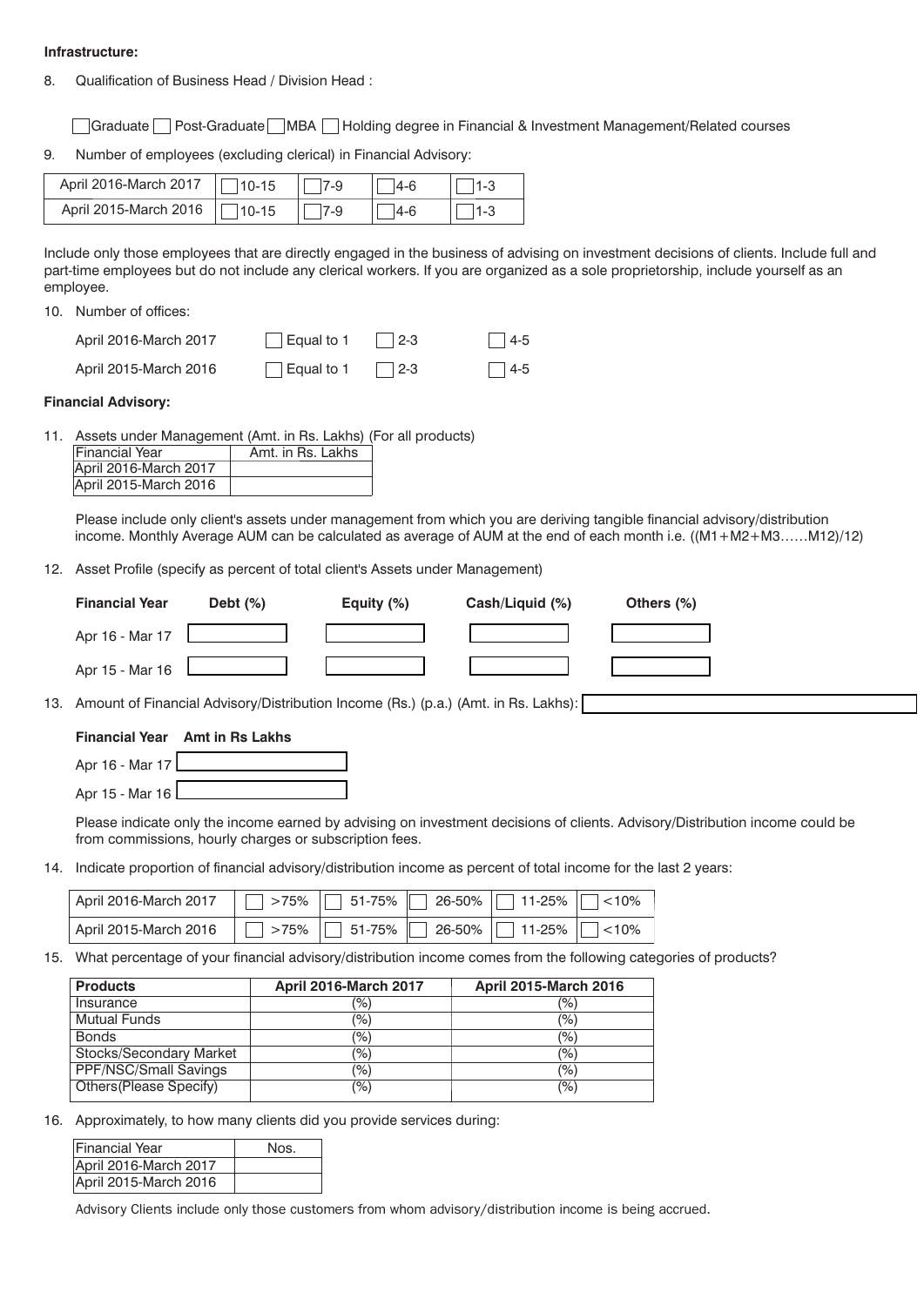**Infrastructure:**

8. Qualification of Business Head / Division Head :

☐ Graduate ☐ Post-Graduate ☐ MBA ☐ Holding degree in Financial & Investment Management/Related courses

9. Number of employees (excluding clerical) in Financial Advisory:

| | | | | |
|---|---|---|---|---|
| April 2016-March 2017 | ☐ 10-15 | ☐ 7-9 | ☐ 4-6 | ☐ 1-3 |
| April 2015-March 2016 | ☐ 10-15 | ☐ 7-9 | ☐ 4-6 | ☐ 1-3 |

Include only those employees that are directly engaged in the business of advising on investment decisions of clients. Include full and part-time employees but do not include any clerical workers. If you are organized as a sole proprietorship, include yourself as an employee.

10. Number of offices:

| | | | |
|---|---|---|---|
| April 2016-March 2017 | ☐ Equal to 1 | ☐ 2-3 | ☐ 4-5 |
| April 2015-March 2016 | ☐ Equal to 1 | ☐ 2-3 | ☐ 4-5 |

**Financial Advisory:**

11. Assets under Management (Amt. in Rs. Lakhs) (For all products)

| Financial Year | Amt. in Rs. Lakhs |
|---|---|
| April 2016-March 2017 | |
| April 2015-March 2016 | |

Please include only client's assets under management from which you are deriving tangible financial advisory/distribution income. Monthly Average AUM can be calculated as average of AUM at the end of each month i.e. ((M1+M2+M3……M12)/12)

12. Asset Profile (specify as percent of total client's Assets under Management)

| Financial Year | Debt (%) | Equity (%) | Cash/Liquid (%) | Others (%) |
|---|---|---|---|---|
| Apr 16 - Mar 17 | | | | |
| Apr 15 - Mar 16 | | | | |

13. Amount of Financial Advisory/Distribution Income (Rs.) (p.a.) (Amt. in Rs. Lakhs):

| Financial Year | Amt in Rs Lakhs |
|---|---|
| Apr 16 - Mar 17 | |
| Apr 15 - Mar 16 | |

Please indicate only the income earned by advising on investment decisions of clients. Advisory/Distribution income could be from commissions, hourly charges or subscription fees.

14. Indicate proportion of financial advisory/distribution income as percent of total income for the last 2 years:

| | | | | | |
|---|---|---|---|---|---|
| April 2016-March 2017 | ☐ >75% | ☐ 51-75% | ☐ 26-50% | ☐ 11-25% | ☐ <10% |
| April 2015-March 2016 | ☐ >75% | ☐ 51-75% | ☐ 26-50% | ☐ 11-25% | ☐ <10% |

15. What percentage of your financial advisory/distribution income comes from the following categories of products?

| Products | April 2016-March 2017 | April 2015-March 2016 |
|---|---|---|
| Insurance | (%) | (%) |
| Mutual Funds | (%) | (%) |
| Bonds | (%) | (%) |
| Stocks/Secondary Market | (%) | (%) |
| PPF/NSC/Small Savings | (%) | (%) |
| Others(Please Specify) | (%) | (%) |

16. Approximately, to how many clients did you provide services during:

| Financial Year | Nos. |
|---|---|
| April 2016-March 2017 | |
| April 2015-March 2016 | |

Advisory Clients include only those customers from whom advisory/distribution income is being accrued.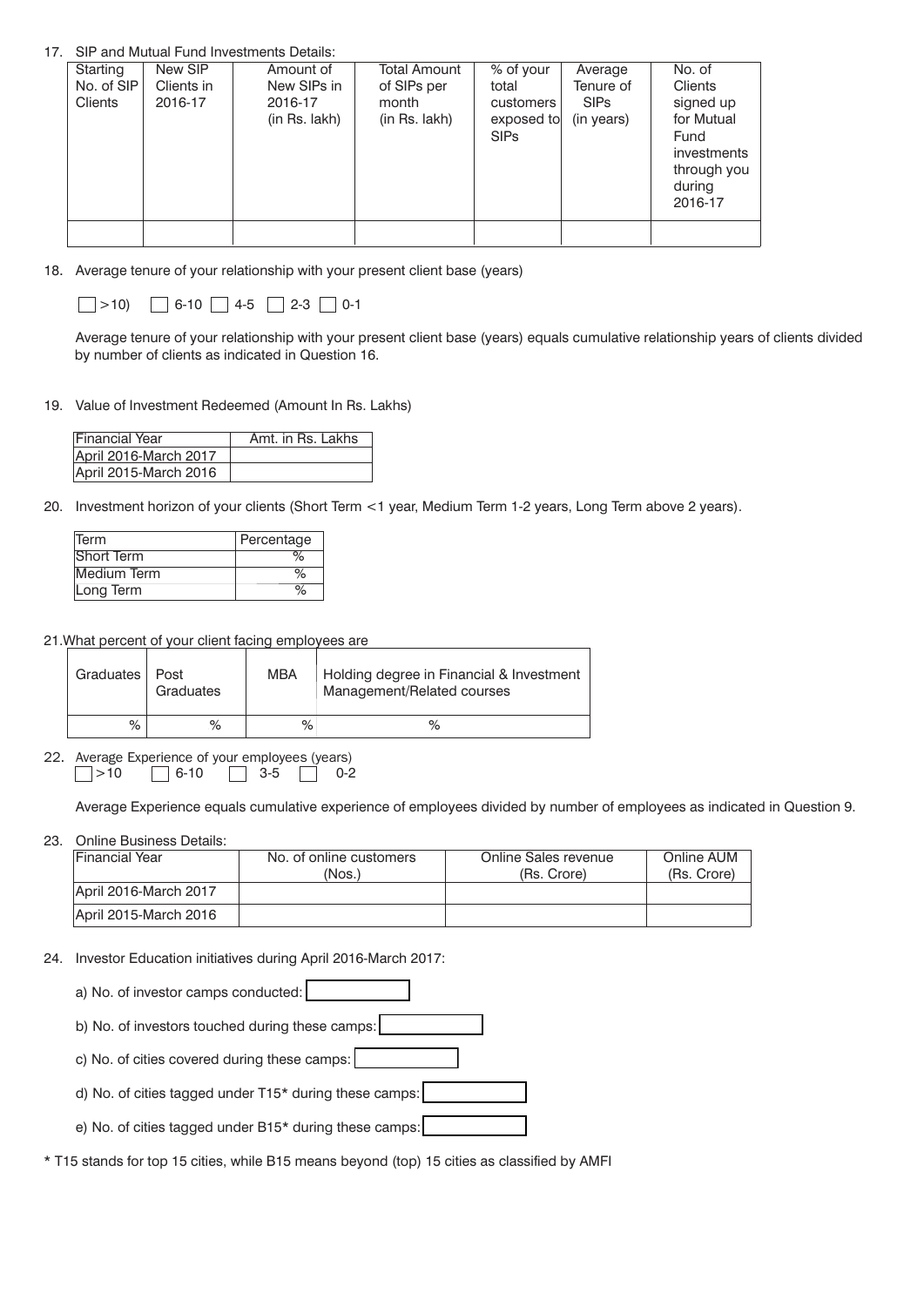17. SIP and Mutual Fund Investments Details:

| Starting No. of SIP Clients | New SIP Clients in 2016-17 | Amount of New SIPs in 2016-17 (in Rs. lakh) | Total Amount of SIPs per month (in Rs. lakh) | % of your total customers exposed to SIPs | Average Tenure of SIPs (in years) | No. of Clients signed up for Mutual Fund investments through you during 2016-17 |
|---|---|---|---|---|---|---|
| | | | | | | |

18. Average tenure of your relationship with your present client base (years)

☐ >10) ☐ 6-10 ☐ 4-5 ☐ 2-3 ☐ 0-1

Average tenure of your relationship with your present client base (years) equals cumulative relationship years of clients divided by number of clients as indicated in Question 16.

19. Value of Investment Redeemed (Amount In Rs. Lakhs)

| Financial Year | Amt. in Rs. Lakhs |
|---|---|
| April 2016-March 2017 | |
| April 2015-March 2016 | |

20. Investment horizon of your clients (Short Term <1 year, Medium Term 1-2 years, Long Term above 2 years).

| Term | Percentage |
|---|---|
| Short Term | % |
| Medium Term | % |
| Long Term | % |

21. What percent of your client facing employees are

| Graduates | Post Graduates | MBA | Holding degree in Financial & Investment Management/Related courses |
|---|---|---|---|
| % | % | % | % |

22. Average Experience of your employees (years)

☐ >10 ☐ 6-10 ☐ 3-5 ☐ 0-2

Average Experience equals cumulative experience of employees divided by number of employees as indicated in Question 9.

23. Online Business Details:

| Financial Year | No. of online customers (Nos.) | Online Sales revenue (Rs. Crore) | Online AUM (Rs. Crore) |
|---|---|---|---|
| April 2016-March 2017 | | | |
| April 2015-March 2016 | | | |

24. Investor Education initiatives during April 2016-March 2017:

a) No. of investor camps conducted: ☐

b) No. of investors touched during these camps: ☐

c) No. of cities covered during these camps: ☐

d) No. of cities tagged under T15* during these camps: ☐

e) No. of cities tagged under B15* during these camps: ☐

* T15 stands for top 15 cities, while B15 means beyond (top) 15 cities as classified by AMFI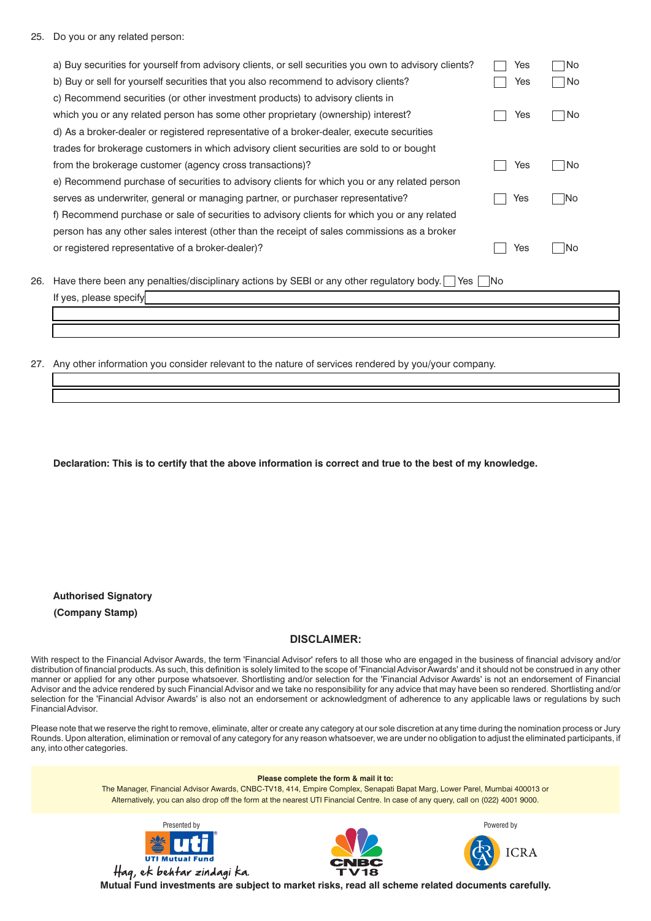25. Do you or any related person:

a) Buy securities for yourself from advisory clients, or sell securities you own to advisory clients? ☐ Yes ☐ No

b) Buy or sell for yourself securities that you also recommend to advisory clients? ☐ Yes ☐ No

c) Recommend securities (or other investment products) to advisory clients in which you or any related person has some other proprietary (ownership) interest? ☐ Yes ☐ No

d) As a broker-dealer or registered representative of a broker-dealer, execute securities trades for brokerage customers in which advisory client securities are sold to or bought from the brokerage customer (agency cross transactions)? ☐ Yes ☐ No

e) Recommend purchase of securities to advisory clients for which you or any related person serves as underwriter, general or managing partner, or purchaser representative? ☐ Yes ☐ No

f) Recommend purchase or sale of securities to advisory clients for which you or any related person has any other sales interest (other than the receipt of sales commissions as a broker or registered representative of a broker-dealer)? ☐ Yes ☐ No

26. Have there been any penalties/disciplinary actions by SEBI or any other regulatory body. ☐ Yes ☐ No

If yes, please specify

27. Any other information you consider relevant to the nature of services rendered by you/your company.

**Declaration: This is to certify that the above information is correct and true to the best of my knowledge.**

**Authorised Signatory**

**(Company Stamp)**

## DISCLAIMER:

With respect to the Financial Advisor Awards, the term 'Financial Advisor' refers to all those who are engaged in the business of financial advisory and/or distribution of financial products. As such, this definition is solely limited to the scope of 'Financial Advisor Awards' and it should not be construed in any other manner or applied for any other purpose whatsoever. Shortlisting and/or selection for the 'Financial Advisor Awards' is not an endorsement of Financial Advisor and the advice rendered by such Financial Advisor and we take no responsibility for any advice that may have been so rendered. Shortlisting and/or selection for the 'Financial Advisor Awards' is also not an endorsement or acknowledgment of adherence to any applicable laws or regulations by such Financial Advisor.

Please note that we reserve the right to remove, eliminate, alter or create any category at our sole discretion at any time during the nomination process or Jury Rounds. Upon alteration, elimination or removal of any category for any reason whatsoever, we are under no obligation to adjust the eliminated participants, if any, into other categories.

**Please complete the form & mail it to:**

The Manager, Financial Advisor Awards, CNBC-TV18, 414, Empire Complex, Senapati Bapat Marg, Lower Parel, Mumbai 400013 or Alternatively, you can also drop off the form at the nearest UTI Financial Centre. In case of any query, call on (022) 4001 9000.

Presented by UTI Mutual Fund — Haq, ek behtar zindagi ka.

CNBC TV18

Powered by ICRA

**Mutual Fund investments are subject to market risks, read all scheme related documents carefully.**